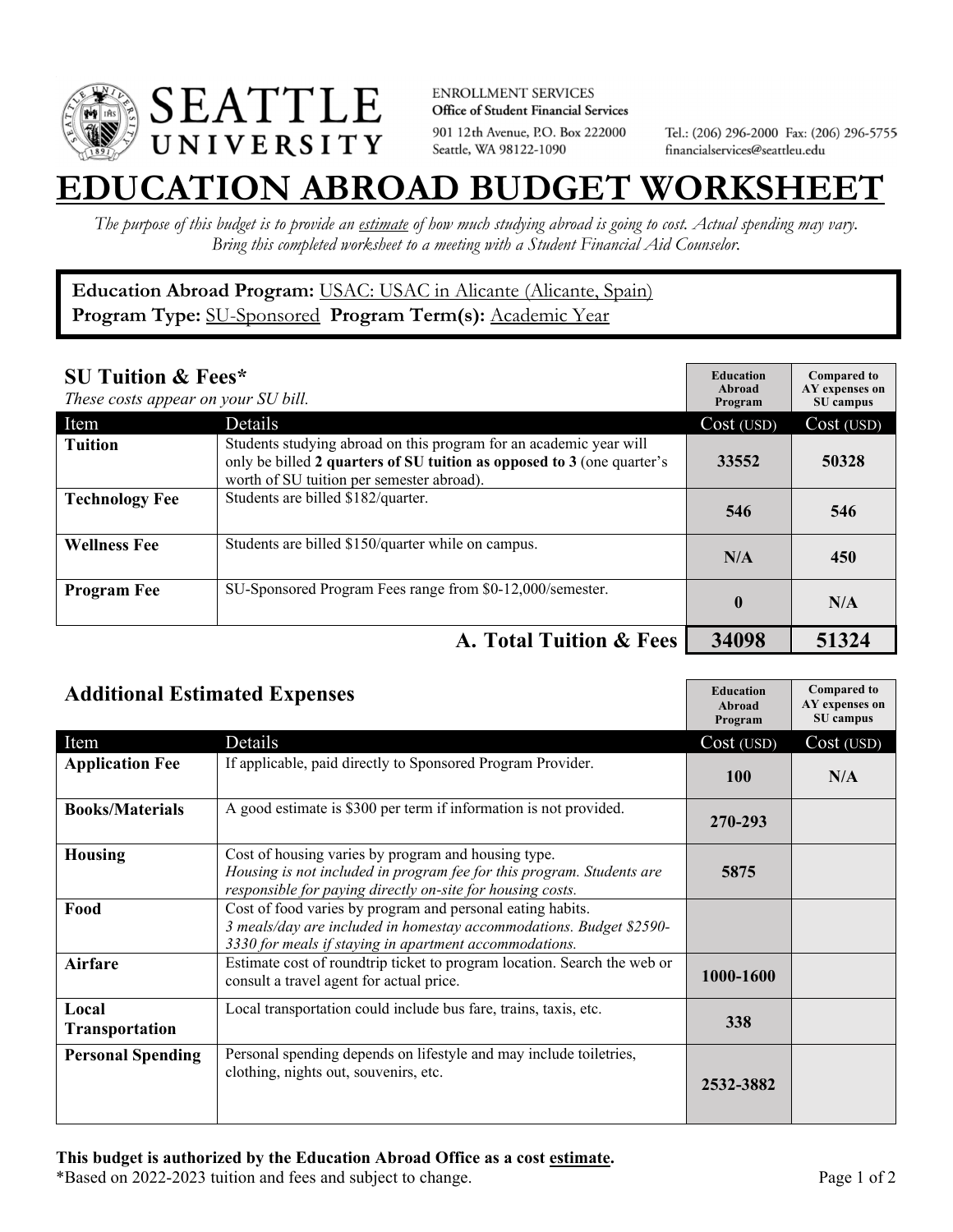SEATTLE UNIVERSITY

ENROLLMENT SERVICES
**Office of Student Financial Services**
901 12th Avenue, P.O. Box 222000
Seattle, WA 98122-1090

Tel.: (206) 296-2000 Fax: (206) 296-5755
financialservices@seattleu.edu

# EDUCATION ABROAD BUDGET WORKSHEET

*The purpose of this budget is to provide an estimate of how much studying abroad is going to cost. Actual spending may vary. Bring this completed worksheet to a meeting with a Student Financial Aid Counselor.*

**Education Abroad Program:** USAC: USAC in Alicante (Alicante, Spain)
**Program Type:** SU-Sponsored **Program Term(s):** Academic Year

## SU Tuition & Fees*

*These costs appear on your SU bill.*

| Item | Details | Education Abroad Program Cost (USD) | Compared to AY expenses on SU campus Cost (USD) |
|---|---|---|---|
| **Tuition** | Students studying abroad on this program for an academic year will only be billed **2 quarters of SU tuition as opposed to 3** (one quarter's worth of SU tuition per semester abroad). | 33552 | 50328 |
| **Technology Fee** | Students are billed $182/quarter. | 546 | 546 |
| **Wellness Fee** | Students are billed $150/quarter while on campus. | N/A | 450 |
| **Program Fee** | SU-Sponsored Program Fees range from $0-12,000/semester. | 0 | N/A |
| | **A. Total Tuition & Fees** | **34098** | **51324** |

## Additional Estimated Expenses

| Item | Details | Education Abroad Program Cost (USD) | Compared to AY expenses on SU campus Cost (USD) |
|---|---|---|---|
| **Application Fee** | If applicable, paid directly to Sponsored Program Provider. | 100 | N/A |
| **Books/Materials** | A good estimate is $300 per term if information is not provided. | 270-293 | |
| **Housing** | Cost of housing varies by program and housing type. *Housing is not included in program fee for this program. Students are responsible for paying directly on-site for housing costs.* | 5875 | |
| **Food** | Cost of food varies by program and personal eating habits. *3 meals/day are included in homestay accommodations. Budget $2590-3330 for meals if staying in apartment accommodations.* | | |
| **Airfare** | Estimate cost of roundtrip ticket to program location. Search the web or consult a travel agent for actual price. | 1000-1600 | |
| **Local Transportation** | Local transportation could include bus fare, trains, taxis, etc. | 338 | |
| **Personal Spending** | Personal spending depends on lifestyle and may include toiletries, clothing, nights out, souvenirs, etc. | 2532-3882 | |

**This budget is authorized by the Education Abroad Office as a cost estimate.**
*Based on 2022-2023 tuition and fees and subject to change.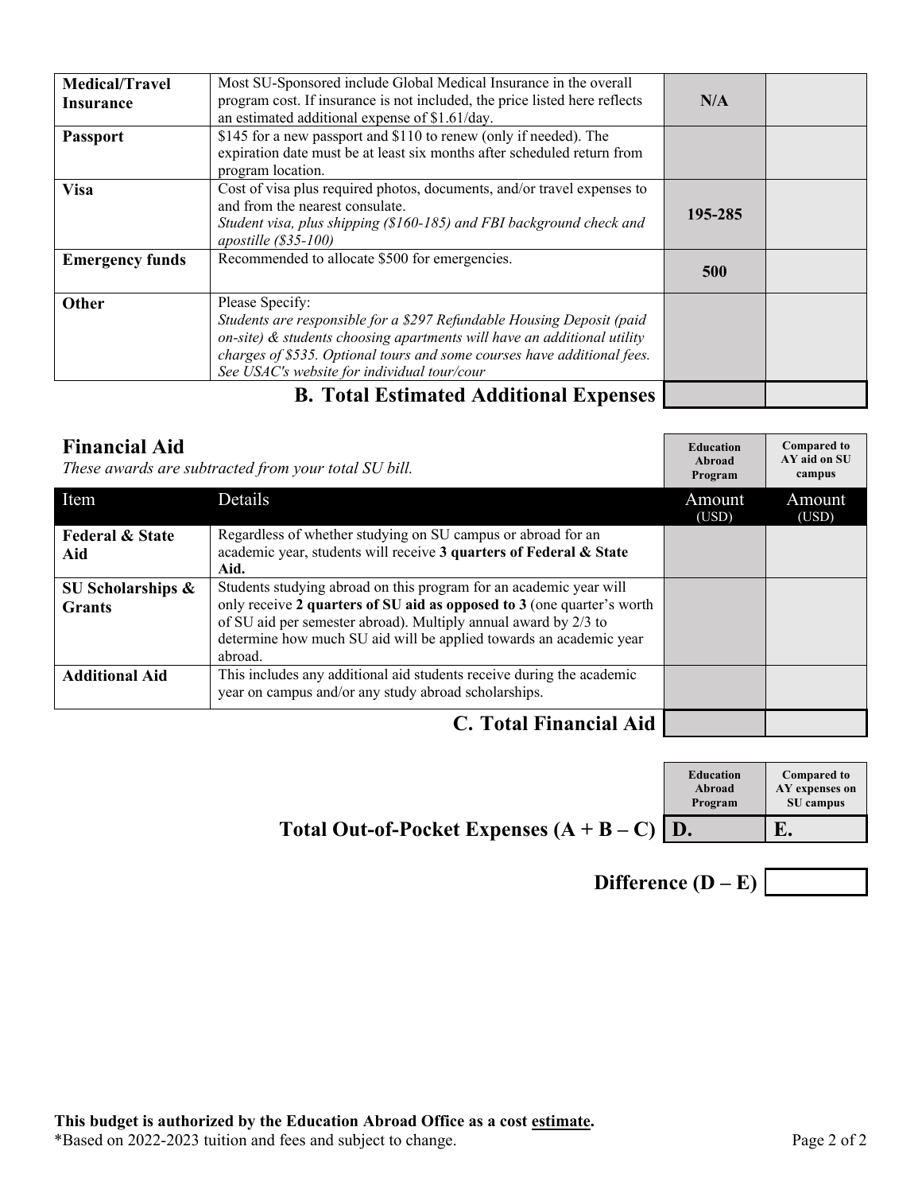| | | | |
|---|---|---|---|
| **Medical/Travel Insurance** | Most SU-Sponsored include Global Medical Insurance in the overall program cost. If insurance is not included, the price listed here reflects an estimated additional expense of $1.61/day. | **N/A** | |
| **Passport** | $145 for a new passport and $110 to renew (only if needed). The expiration date must be at least six months after scheduled return from program location. | | |
| **Visa** | Cost of visa plus required photos, documents, and/or travel expenses to and from the nearest consulate. *Student visa, plus shipping ($160-185) and FBI background check and apostille ($35-100)* | **195-285** | |
| **Emergency funds** | Recommended to allocate $500 for emergencies. | **500** | |
| **Other** | Please Specify: *Students are responsible for a $297 Refundable Housing Deposit (paid on-site) & students choosing apartments will have an additional utility charges of $535. Optional tours and some courses have additional fees. See USAC's website for individual tour/cour* | | |
| | **B. Total Estimated Additional Expenses** | | |

## Financial Aid

*These awards are subtracted from your total SU bill.*

| Item | Details | Education Abroad Program Amount (USD) | Compared to AY aid on SU campus Amount (USD) |
|---|---|---|---|
| **Federal & State Aid** | Regardless of whether studying on SU campus or abroad for an academic year, students will receive **3 quarters of Federal & State Aid.** | | |
| **SU Scholarships & Grants** | Students studying abroad on this program for an academic year will only receive **2 quarters of SU aid as opposed to 3** (one quarter's worth of SU aid per semester abroad). Multiply annual award by 2/3 to determine how much SU aid will be applied towards an academic year abroad. | | |
| **Additional Aid** | This includes any additional aid students receive during the academic year on campus and/or any study abroad scholarships. | | |
| | **C. Total Financial Aid** | | |

| | Education Abroad Program | Compared to AY expenses on SU campus |
|---|---|---|
| **Total Out-of-Pocket Expenses (A + B – C)** | **D.** | **E.** |

**Difference (D – E)**

**This budget is authorized by the Education Abroad Office as a cost estimate.**

*Based on 2022-2023 tuition and fees and subject to change.